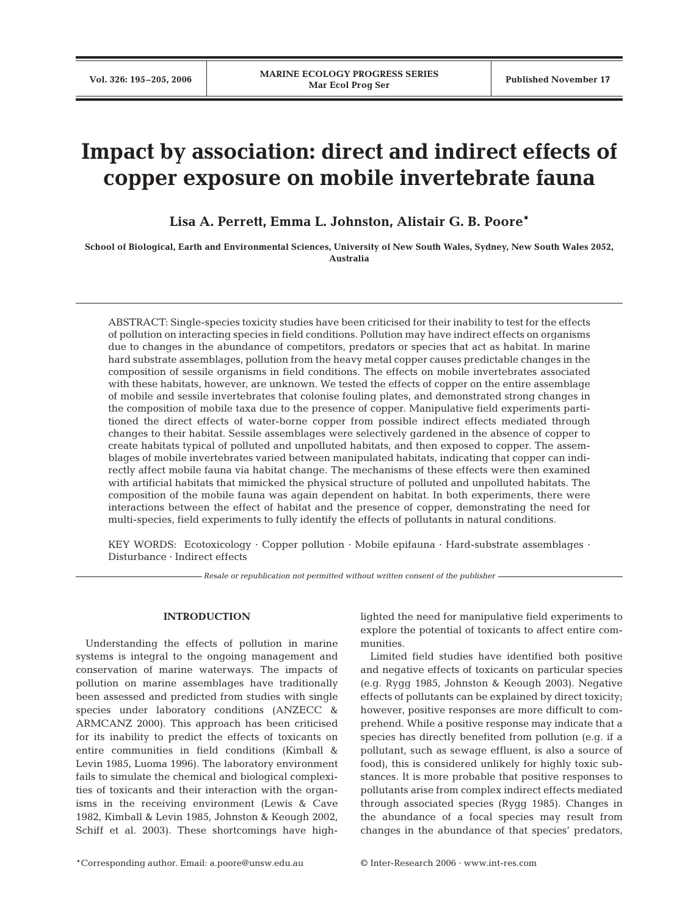# Impact by association: direct and indirect effects of copper exposure on mobile invertebrate fauna

**Lisa A. Perrett, Emma L. Johnston, Alistair G. B. Poore***

**School of Biological, Earth and Environmental Sciences, University of New South Wales, Sydney, New South Wales 2052, Australia**

ABSTRACT: Single-species toxicity studies have been criticised for their inability to test for the effects of pollution on interacting species in field conditions. Pollution may have indirect effects on organisms due to changes in the abundance of competitors, predators or species that act as habitat. In marine hard substrate assemblages, pollution from the heavy metal copper causes predictable changes in the composition of sessile organisms in field conditions. The effects on mobile invertebrates associated with these habitats, however, are unknown. We tested the effects of copper on the entire assemblage of mobile and sessile invertebrates that colonise fouling plates, and demonstrated strong changes in the composition of mobile taxa due to the presence of copper. Manipulative field experiments partitioned the direct effects of water-borne copper from possible indirect effects mediated through changes to their habitat. Sessile assemblages were selectively gardened in the absence of copper to create habitats typical of polluted and unpolluted habitats, and then exposed to copper. The assemblages of mobile invertebrates varied between manipulated habitats, indicating that copper can indirectly affect mobile fauna via habitat change. The mechanisms of these effects were then examined with artificial habitats that mimicked the physical structure of polluted and unpolluted habitats. The composition of the mobile fauna was again dependent on habitat. In both experiments, there were interactions between the effect of habitat and the presence of copper, demonstrating the need for multi-species, field experiments to fully identify the effects of pollutants in natural conditions.

KEY WORDS: Ecotoxicology · Copper pollution · Mobile epifauna · Hard-substrate assemblages · Disturbance · Indirect effects

*Resale or republication not permitted without written consent of the publisher*

## INTRODUCTION

Understanding the effects of pollution in marine systems is integral to the ongoing management and conservation of marine waterways. The impacts of pollution on marine assemblages have traditionally been assessed and predicted from studies with single species under laboratory conditions (ANZECC & ARMCANZ 2000). This approach has been criticised for its inability to predict the effects of toxicants on entire communities in field conditions (Kimball & Levin 1985, Luoma 1996). The laboratory environment fails to simulate the chemical and biological complexities of toxicants and their interaction with the organisms in the receiving environment (Lewis & Cave 1982, Kimball & Levin 1985, Johnston & Keough 2002, Schiff et al. 2003). These shortcomings have highlighted the need for manipulative field experiments to explore the potential of toxicants to affect entire communities.

Limited field studies have identified both positive and negative effects of toxicants on particular species (e.g. Rygg 1985, Johnston & Keough 2003). Negative effects of pollutants can be explained by direct toxicity; however, positive responses are more difficult to comprehend. While a positive response may indicate that a species has directly benefited from pollution (e.g. if a pollutant, such as sewage effluent, is also a source of food), this is considered unlikely for highly toxic substances. It is more probable that positive responses to pollutants arise from complex indirect effects mediated through associated species (Rygg 1985). Changes in the abundance of a focal species may result from changes in the abundance of that species' predators,

*Corresponding author. Email: a.poore@unsw.edu.au

© Inter-Research 2006 · www.int-res.com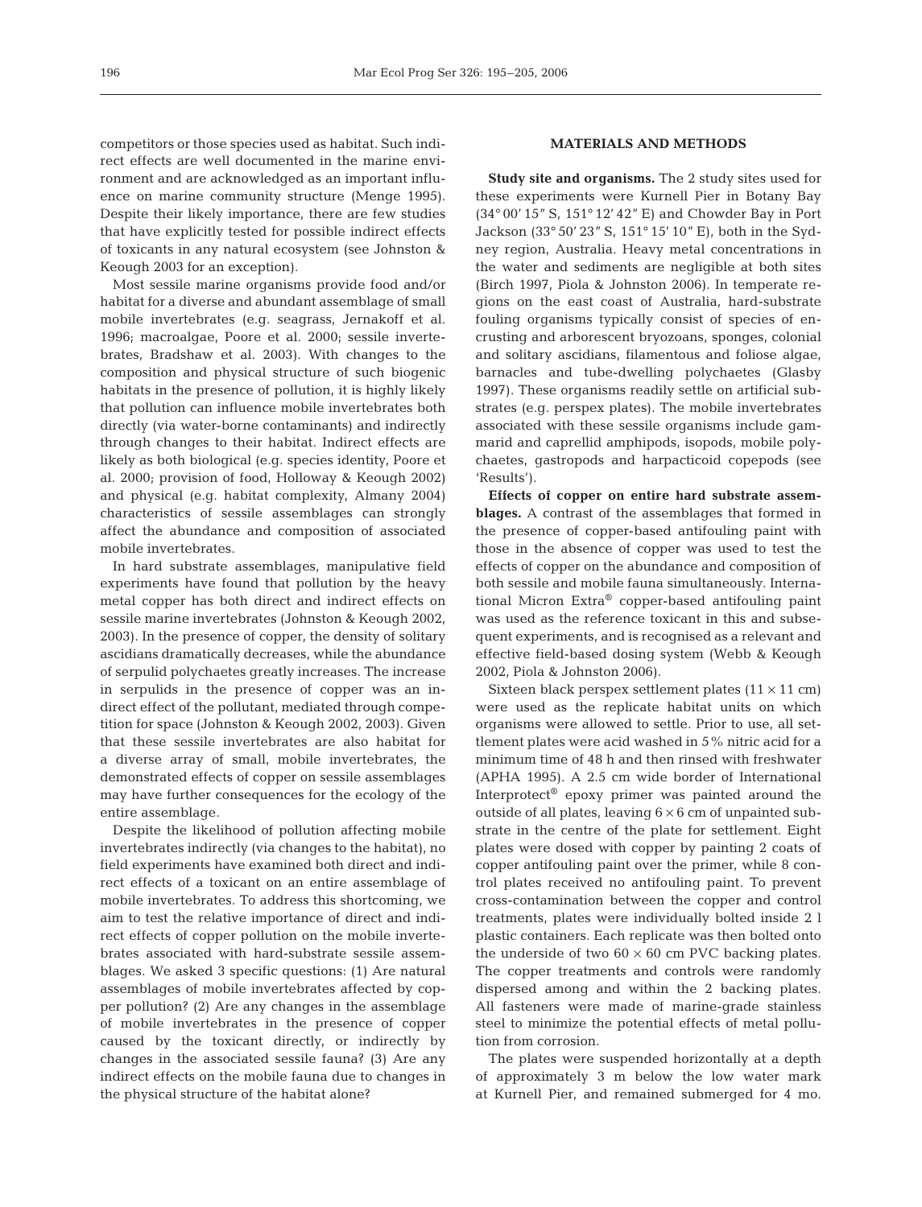competitors or those species used as habitat. Such indirect effects are well documented in the marine environment and are acknowledged as an important influence on marine community structure (Menge 1995). Despite their likely importance, there are few studies that have explicitly tested for possible indirect effects of toxicants in any natural ecosystem (see Johnston & Keough 2003 for an exception).

Most sessile marine organisms provide food and/or habitat for a diverse and abundant assemblage of small mobile invertebrates (e.g. seagrass, Jernakoff et al. 1996; macroalgae, Poore et al. 2000; sessile invertebrates, Bradshaw et al. 2003). With changes to the composition and physical structure of such biogenic habitats in the presence of pollution, it is highly likely that pollution can influence mobile invertebrates both directly (via water-borne contaminants) and indirectly through changes to their habitat. Indirect effects are likely as both biological (e.g. species identity, Poore et al. 2000; provision of food, Holloway & Keough 2002) and physical (e.g. habitat complexity, Almany 2004) characteristics of sessile assemblages can strongly affect the abundance and composition of associated mobile invertebrates.

In hard substrate assemblages, manipulative field experiments have found that pollution by the heavy metal copper has both direct and indirect effects on sessile marine invertebrates (Johnston & Keough 2002, 2003). In the presence of copper, the density of solitary ascidians dramatically decreases, while the abundance of serpulid polychaetes greatly increases. The increase in serpulids in the presence of copper was an indirect effect of the pollutant, mediated through competition for space (Johnston & Keough 2002, 2003). Given that these sessile invertebrates are also habitat for a diverse array of small, mobile invertebrates, the demonstrated effects of copper on sessile assemblages may have further consequences for the ecology of the entire assemblage.

Despite the likelihood of pollution affecting mobile invertebrates indirectly (via changes to the habitat), no field experiments have examined both direct and indirect effects of a toxicant on an entire assemblage of mobile invertebrates. To address this shortcoming, we aim to test the relative importance of direct and indirect effects of copper pollution on the mobile invertebrates associated with hard-substrate sessile assemblages. We asked 3 specific questions: (1) Are natural assemblages of mobile invertebrates affected by copper pollution? (2) Are any changes in the assemblage of mobile invertebrates in the presence of copper caused by the toxicant directly, or indirectly by changes in the associated sessile fauna? (3) Are any indirect effects on the mobile fauna due to changes in the physical structure of the habitat alone?

## MATERIALS AND METHODS

**Study site and organisms.** The 2 study sites used for these experiments were Kurnell Pier in Botany Bay (34° 00′ 15″ S, 151° 12′ 42″ E) and Chowder Bay in Port Jackson (33° 50′ 23″ S, 151° 15′ 10″ E), both in the Sydney region, Australia. Heavy metal concentrations in the water and sediments are negligible at both sites (Birch 1997, Piola & Johnston 2006). In temperate regions on the east coast of Australia, hard-substrate fouling organisms typically consist of species of encrusting and arborescent bryozoans, sponges, colonial and solitary ascidians, filamentous and foliose algae, barnacles and tube-dwelling polychaetes (Glasby 1997). These organisms readily settle on artificial substrates (e.g. perspex plates). The mobile invertebrates associated with these sessile organisms include gammarid and caprellid amphipods, isopods, mobile polychaetes, gastropods and harpacticoid copepods (see 'Results').

**Effects of copper on entire hard substrate assemblages.** A contrast of the assemblages that formed in the presence of copper-based antifouling paint with those in the absence of copper was used to test the effects of copper on the abundance and composition of both sessile and mobile fauna simultaneously. International Micron Extra® copper-based antifouling paint was used as the reference toxicant in this and subsequent experiments, and is recognised as a relevant and effective field-based dosing system (Webb & Keough 2002, Piola & Johnston 2006).

Sixteen black perspex settlement plates (11 × 11 cm) were used as the replicate habitat units on which organisms were allowed to settle. Prior to use, all settlement plates were acid washed in 5% nitric acid for a minimum time of 48 h and then rinsed with freshwater (APHA 1995). A 2.5 cm wide border of International Interprotect® epoxy primer was painted around the outside of all plates, leaving 6 × 6 cm of unpainted substrate in the centre of the plate for settlement. Eight plates were dosed with copper by painting 2 coats of copper antifouling paint over the primer, while 8 control plates received no antifouling paint. To prevent cross-contamination between the copper and control treatments, plates were individually bolted inside 2 l plastic containers. Each replicate was then bolted onto the underside of two 60 × 60 cm PVC backing plates. The copper treatments and controls were randomly dispersed among and within the 2 backing plates. All fasteners were made of marine-grade stainless steel to minimize the potential effects of metal pollution from corrosion.

The plates were suspended horizontally at a depth of approximately 3 m below the low water mark at Kurnell Pier, and remained submerged for 4 mo.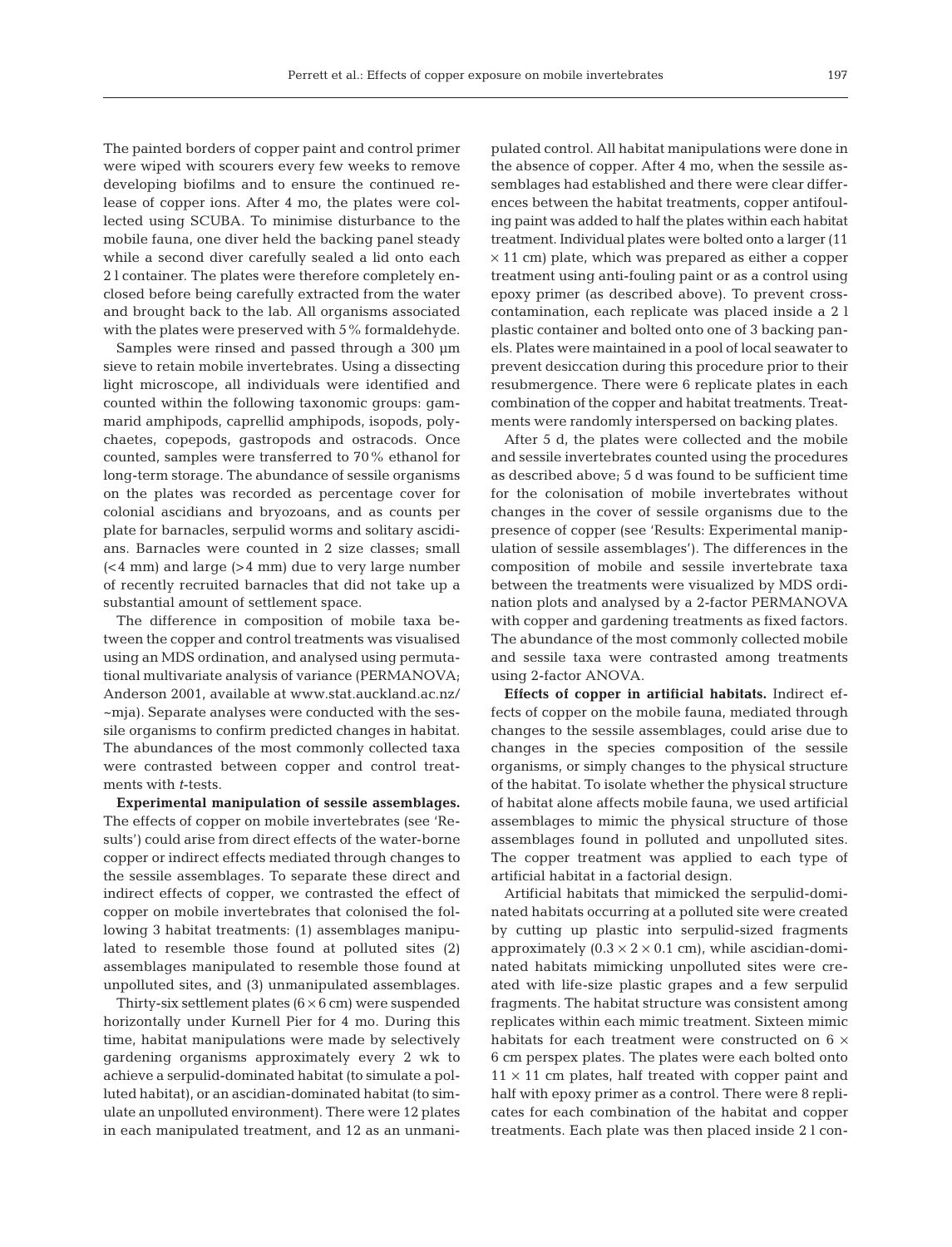The painted borders of copper paint and control primer were wiped with scourers every few weeks to remove developing biofilms and to ensure the continued release of copper ions. After 4 mo, the plates were collected using SCUBA. To minimise disturbance to the mobile fauna, one diver held the backing panel steady while a second diver carefully sealed a lid onto each 2 l container. The plates were therefore completely enclosed before being carefully extracted from the water and brought back to the lab. All organisms associated with the plates were preserved with 5% formaldehyde.

Samples were rinsed and passed through a 300 µm sieve to retain mobile invertebrates. Using a dissecting light microscope, all individuals were identified and counted within the following taxonomic groups: gammarid amphipods, caprellid amphipods, isopods, polychaetes, copepods, gastropods and ostracods. Once counted, samples were transferred to 70% ethanol for long-term storage. The abundance of sessile organisms on the plates was recorded as percentage cover for colonial ascidians and bryozoans, and as counts per plate for barnacles, serpulid worms and solitary ascidians. Barnacles were counted in 2 size classes; small (<4 mm) and large (>4 mm) due to very large number of recently recruited barnacles that did not take up a substantial amount of settlement space.

The difference in composition of mobile taxa between the copper and control treatments was visualised using an MDS ordination, and analysed using permutational multivariate analysis of variance (PERMANOVA; Anderson 2001, available at www.stat.auckland.ac.nz/~mja). Separate analyses were conducted with the sessile organisms to confirm predicted changes in habitat. The abundances of the most commonly collected taxa were contrasted between copper and control treatments with *t*-tests.

**Experimental manipulation of sessile assemblages.** The effects of copper on mobile invertebrates (see 'Results') could arise from direct effects of the water-borne copper or indirect effects mediated through changes to the sessile assemblages. To separate these direct and indirect effects of copper, we contrasted the effect of copper on mobile invertebrates that colonised the following 3 habitat treatments: (1) assemblages manipulated to resemble those found at polluted sites (2) assemblages manipulated to resemble those found at unpolluted sites, and (3) unmanipulated assemblages.

Thirty-six settlement plates ($6 \times 6$ cm) were suspended horizontally under Kurnell Pier for 4 mo. During this time, habitat manipulations were made by selectively gardening organisms approximately every 2 wk to achieve a serpulid-dominated habitat (to simulate a polluted habitat), or an ascidian-dominated habitat (to simulate an unpolluted environment). There were 12 plates in each manipulated treatment, and 12 as an unmanipulated control. All habitat manipulations were done in the absence of copper. After 4 mo, when the sessile assemblages had established and there were clear differences between the habitat treatments, copper antifouling paint was added to half the plates within each habitat treatment. Individual plates were bolted onto a larger ($11 \times 11$ cm) plate, which was prepared as either a copper treatment using anti-fouling paint or as a control using epoxy primer (as described above). To prevent cross-contamination, each replicate was placed inside a 2 l plastic container and bolted onto one of 3 backing panels. Plates were maintained in a pool of local seawater to prevent desiccation during this procedure prior to their resubmergence. There were 6 replicate plates in each combination of the copper and habitat treatments. Treatments were randomly interspersed on backing plates.

After 5 d, the plates were collected and the mobile and sessile invertebrates counted using the procedures as described above; 5 d was found to be sufficient time for the colonisation of mobile invertebrates without changes in the cover of sessile organisms due to the presence of copper (see 'Results: Experimental manipulation of sessile assemblages'). The differences in the composition of mobile and sessile invertebrate taxa between the treatments were visualized by MDS ordination plots and analysed by a 2-factor PERMANOVA with copper and gardening treatments as fixed factors. The abundance of the most commonly collected mobile and sessile taxa were contrasted among treatments using 2-factor ANOVA.

**Effects of copper in artificial habitats.** Indirect effects of copper on the mobile fauna, mediated through changes to the sessile assemblages, could arise due to changes in the species composition of the sessile organisms, or simply changes to the physical structure of the habitat. To isolate whether the physical structure of habitat alone affects mobile fauna, we used artificial assemblages to mimic the physical structure of those assemblages found in polluted and unpolluted sites. The copper treatment was applied to each type of artificial habitat in a factorial design.

Artificial habitats that mimicked the serpulid-dominated habitats occurring at a polluted site were created by cutting up plastic into serpulid-sized fragments approximately ($0.3 \times 2 \times 0.1$ cm), while ascidian-dominated habitats mimicking unpolluted sites were created with life-size plastic grapes and a few serpulid fragments. The habitat structure was consistent among replicates within each mimic treatment. Sixteen mimic habitats for each treatment were constructed on $6 \times 6$ cm perspex plates. The plates were each bolted onto $11 \times 11$ cm plates, half treated with copper paint and half with epoxy primer as a control. There were 8 replicates for each combination of the habitat and copper treatments. Each plate was then placed inside 2 l con-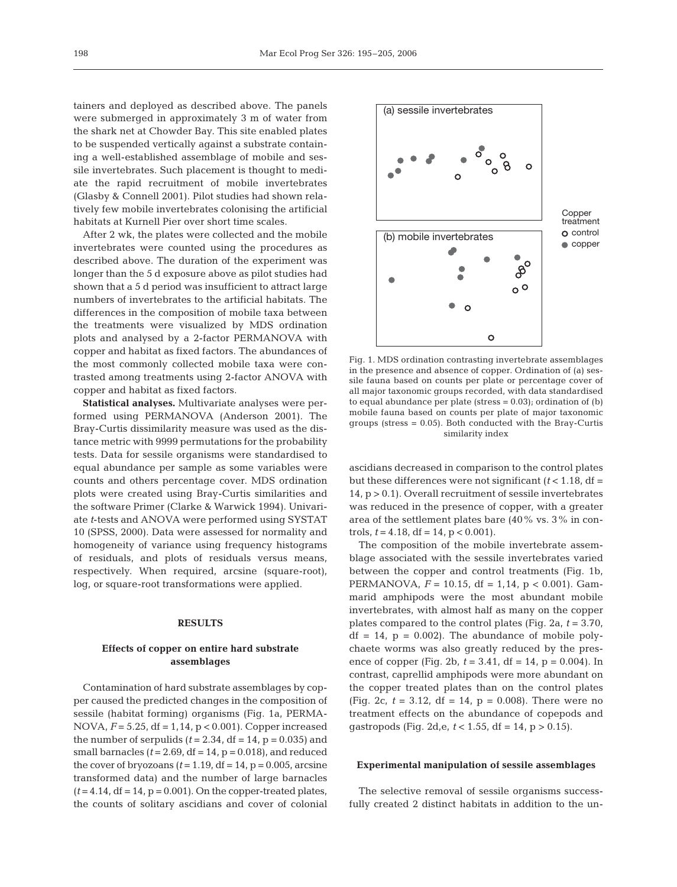tainers and deployed as described above. The panels were submerged in approximately 3 m of water from the shark net at Chowder Bay. This site enabled plates to be suspended vertically against a substrate containing a well-established assemblage of mobile and sessile invertebrates. Such placement is thought to mediate the rapid recruitment of mobile invertebrates (Glasby & Connell 2001). Pilot studies had shown relatively few mobile invertebrates colonising the artificial habitats at Kurnell Pier over short time scales.

After 2 wk, the plates were collected and the mobile invertebrates were counted using the procedures as described above. The duration of the experiment was longer than the 5 d exposure above as pilot studies had shown that a 5 d period was insufficient to attract large numbers of invertebrates to the artificial habitats. The differences in the composition of mobile taxa between the treatments were visualized by MDS ordination plots and analysed by a 2-factor PERMANOVA with copper and habitat as fixed factors. The abundances of the most commonly collected mobile taxa were contrasted among treatments using 2-factor ANOVA with copper and habitat as fixed factors.

**Statistical analyses.** Multivariate analyses were performed using PERMANOVA (Anderson 2001). The Bray-Curtis dissimilarity measure was used as the distance metric with 9999 permutations for the probability tests. Data for sessile organisms were standardised to equal abundance per sample as some variables were counts and others percentage cover. MDS ordination plots were created using Bray-Curtis similarities and the software Primer (Clarke & Warwick 1994). Univariate *t*-tests and ANOVA were performed using SYSTAT 10 (SPSS, 2000). Data were assessed for normality and homogeneity of variance using frequency histograms of residuals, and plots of residuals versus means, respectively. When required, arcsine (square-root), log, or square-root transformations were applied.

## RESULTS

### Effects of copper on entire hard substrate assemblages

Contamination of hard substrate assemblages by copper caused the predicted changes in the composition of sessile (habitat forming) organisms (Fig. 1a, PERMANOVA, $F = 5.25$, df = 1,14, $p < 0.001$). Copper increased the number of serpulids ($t = 2.34$, df = 14, $p = 0.035$) and small barnacles ($t = 2.69$, df = 14, $p = 0.018$), and reduced the cover of bryozoans ($t = 1.19$, df = 14, $p = 0.005$, arcsine transformed data) and the number of large barnacles ($t = 4.14$, df = 14, $p = 0.001$). On the copper-treated plates, the counts of solitary ascidians and cover of colonial ascidians decreased in comparison to the control plates but these differences were not significant ($t < 1.18$, df = 14, $p > 0.1$). Overall recruitment of sessile invertebrates was reduced in the presence of copper, with a greater area of the settlement plates bare (40% vs. 3% in controls, $t = 4.18$, df = 14, $p < 0.001$).

Fig. 1. MDS ordination contrasting invertebrate assemblages in the presence and absence of copper. Ordination of (a) sessile fauna based on counts per plate or percentage cover of all major taxonomic groups recorded, with data standardised to equal abundance per plate (stress = 0.03); ordination of (b) mobile fauna based on counts per plate of major taxonomic groups (stress = 0.05). Both conducted with the Bray-Curtis similarity index

The composition of the mobile invertebrate assemblage associated with the sessile invertebrates varied between the copper and control treatments (Fig. 1b, PERMANOVA, $F = 10.15$, df = 1,14, $p < 0.001$). Gammarid amphipods were the most abundant mobile invertebrates, with almost half as many on the copper plates compared to the control plates (Fig. 2a, $t = 3.70$, df = 14, $p = 0.002$). The abundance of mobile polychaete worms was also greatly reduced by the presence of copper (Fig. 2b, $t = 3.41$, df = 14, $p = 0.004$). In contrast, caprellid amphipods were more abundant on the copper treated plates than on the control plates (Fig. 2c, $t = 3.12$, df = 14, $p = 0.008$). There were no treatment effects on the abundance of copepods and gastropods (Fig. 2d,e, $t < 1.55$, df = 14, $p > 0.15$).

### Experimental manipulation of sessile assemblages

The selective removal of sessile organisms successfully created 2 distinct habitats in addition to the un-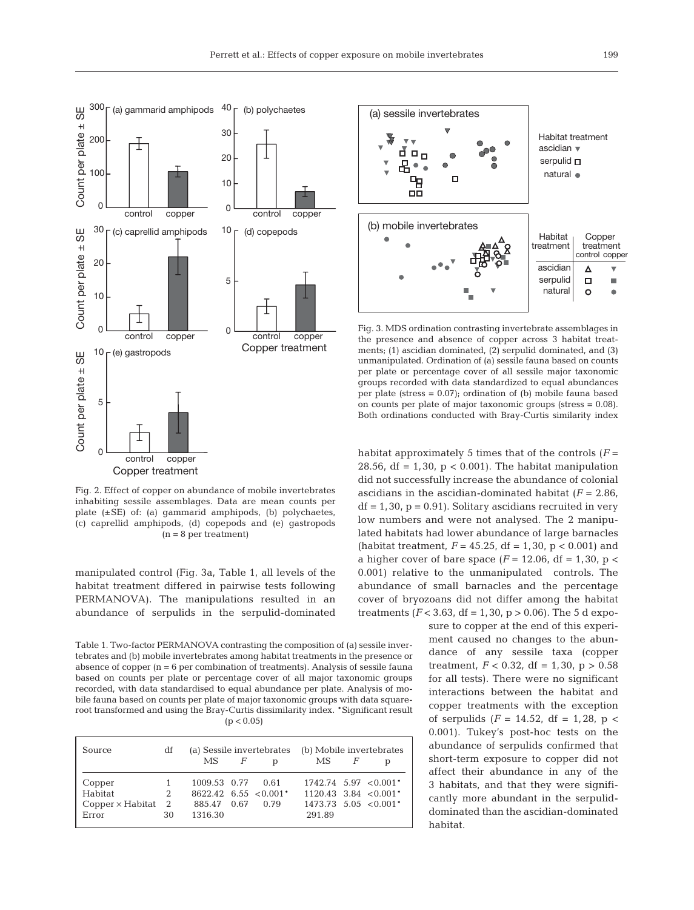Fig. 2. Effect of copper on abundance of mobile invertebrates inhabiting sessile assemblages. Data are mean counts per plate (±SE) of: (a) gammarid amphipods, (b) polychaetes, (c) caprellid amphipods, (d) copepods and (e) gastropods (n = 8 per treatment)

Fig. 3. MDS ordination contrasting invertebrate assemblages in the presence and absence of copper across 3 habitat treatments; (1) ascidian dominated, (2) serpulid dominated, and (3) unmanipulated. Ordination of (a) sessile fauna based on counts per plate or percentage cover of all sessile major taxonomic groups recorded with data standardized to equal abundances per plate (stress = 0.07); ordination of (b) mobile fauna based on counts per plate of major taxonomic groups (stress = 0.08). Both ordinations conducted with Bray-Curtis similarity index

manipulated control (Fig. 3a, Table 1, all levels of the habitat treatment differed in pairwise tests following PERMANOVA). The manipulations resulted in an abundance of serpulids in the serpulid-dominated habitat approximately 5 times that of the controls ($F$ = 28.56, df = 1,30, $p < 0.001$). The habitat manipulation did not successfully increase the abundance of colonial ascidians in the ascidian-dominated habitat ($F$ = 2.86, df = 1,30, p = 0.91). Solitary ascidians recruited in very low numbers and were not analysed. The 2 manipulated habitats had lower abundance of large barnacles (habitat treatment, $F$ = 45.25, df = 1,30, $p < 0.001$) and a higher cover of bare space ($F$ = 12.06, df = 1,30, $p < 0.001$) relative to the unmanipulated controls. The abundance of small barnacles and the percentage cover of bryozoans did not differ among the habitat treatments ($F < 3.63$, df = 1,30, $p > 0.06$). The 5 d exposure to copper at the end of this experiment caused no changes to the abundance of any sessile taxa (copper treatment, $F < 0.32$, df = 1,30, $p > 0.58$ for all tests). There were no significant interactions between the habitat and copper treatments with the exception of serpulids ($F$ = 14.52, df = 1,28, $p < 0.001$). Tukey's post-hoc tests on the abundance of serpulids confirmed that short-term exposure to copper did not affect their abundance in any of the 3 habitats, and that they were significantly more abundant in the serpulid-dominated than the ascidian-dominated habitat.

Table 1. Two-factor PERMANOVA contrasting the composition of (a) sessile invertebrates and (b) mobile invertebrates among habitat treatments in the presence or absence of copper (n = 6 per combination of treatments). Analysis of sessile fauna based on counts per plate or percentage cover of all major taxonomic groups recorded, with data standardised to equal abundance per plate. Analysis of mobile fauna based on counts per plate of major taxonomic groups with data square-root transformed and using the Bray-Curtis dissimilarity index. *Significant result ($p < 0.05$)

| Source | df | (a) Sessile invertebrates | | | (b) Mobile invertebrates | | |
|---|---|---|---|---|---|---|---|
| | | MS | $F$ | p | MS | $F$ | p |
| Copper | 1 | 1009.53 | 0.77 | 0.61 | 1742.74 | 5.97 | <0.001* |
| Habitat | 2 | 8622.42 | 6.55 | <0.001* | 1120.43 | 3.84 | <0.001* |
| Copper × Habitat | 2 | 885.47 | 0.67 | 0.79 | 1473.73 | 5.05 | <0.001* |
| Error | 30 | 1316.30 | | | 291.89 | | |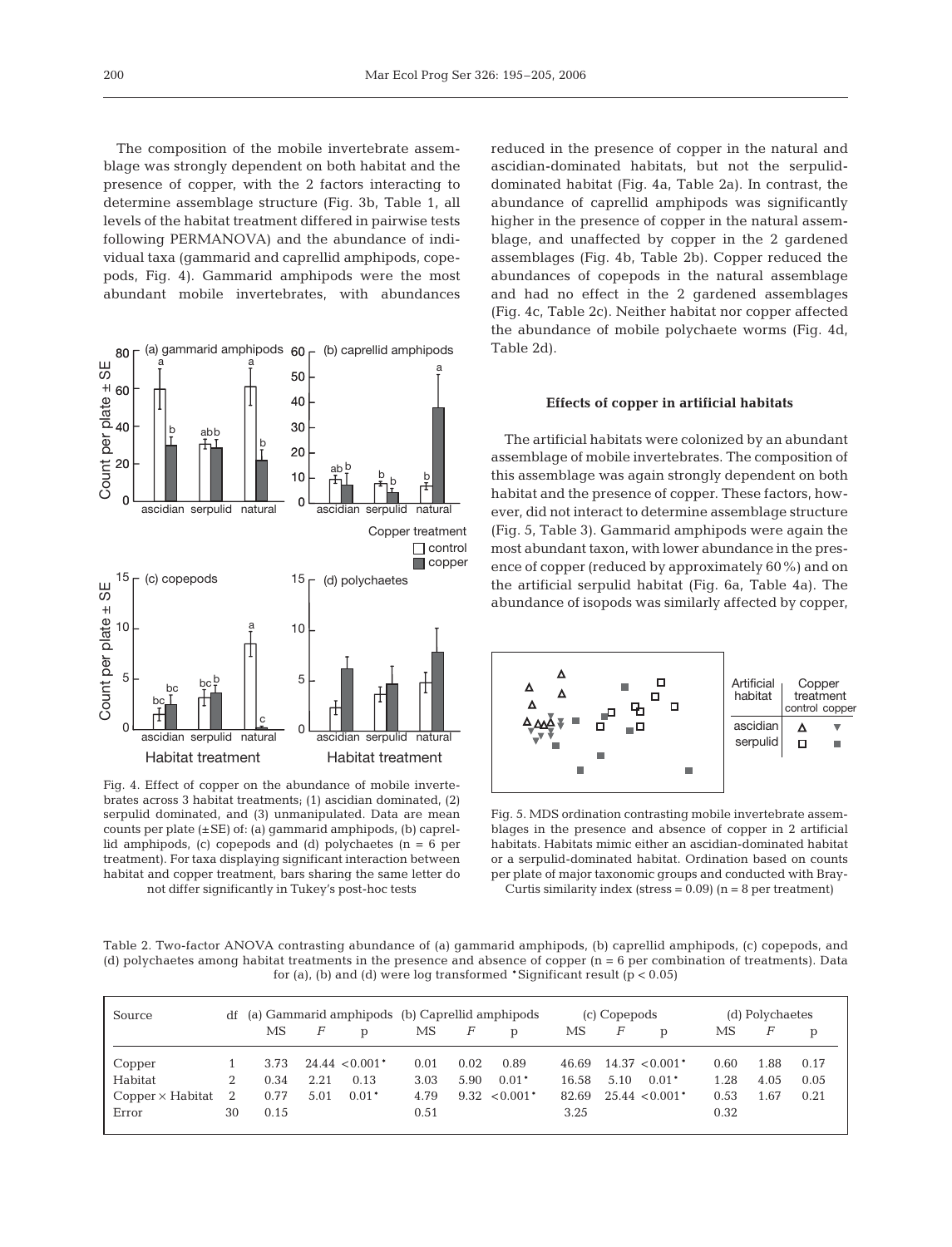The composition of the mobile invertebrate assemblage was strongly dependent on both habitat and the presence of copper, with the 2 factors interacting to determine assemblage structure (Fig. 3b, Table 1, all levels of the habitat treatment differed in pairwise tests following PERMANOVA) and the abundance of individual taxa (gammarid and caprellid amphipods, copepods, Fig. 4). Gammarid amphipods were the most abundant mobile invertebrates, with abundances reduced in the presence of copper in the natural and ascidian-dominated habitats, but not the serpulid-dominated habitat (Fig. 4a, Table 2a). In contrast, the abundance of caprellid amphipods was significantly higher in the presence of copper in the natural assemblage, and unaffected by copper in the 2 gardened assemblages (Fig. 4b, Table 2b). Copper reduced the abundances of copepods in the natural assemblage and had no effect in the 2 gardened assemblages (Fig. 4c, Table 2c). Neither habitat nor copper affected the abundance of mobile polychaete worms (Fig. 4d, Table 2d).

Fig. 4. Effect of copper on the abundance of mobile invertebrates across 3 habitat treatments; (1) ascidian dominated, (2) serpulid dominated, and (3) unmanipulated. Data are mean counts per plate (±SE) of: (a) gammarid amphipods, (b) caprellid amphipods, (c) copepods and (d) polychaetes (n = 6 per treatment). For taxa displaying significant interaction between habitat and copper treatment, bars sharing the same letter do not differ significantly in Tukey's post-hoc tests

### Effects of copper in artificial habitats

The artificial habitats were colonized by an abundant assemblage of mobile invertebrates. The composition of this assemblage was again strongly dependent on both habitat and the presence of copper. These factors, however, did not interact to determine assemblage structure (Fig. 5, Table 3). Gammarid amphipods were again the most abundant taxon, with lower abundance in the presence of copper (reduced by approximately 60%) and on the artificial serpulid habitat (Fig. 6a, Table 4a). The abundance of isopods was similarly affected by copper,

Fig. 5. MDS ordination contrasting mobile invertebrate assemblages in the presence and absence of copper in 2 artificial habitats. Habitats mimic either an ascidian-dominated habitat or a serpulid-dominated habitat. Ordination based on counts per plate of major taxonomic groups and conducted with Bray-Curtis similarity index (stress = 0.09) (n = 8 per treatment)

Table 2. Two-factor ANOVA contrasting abundance of (a) gammarid amphipods, (b) caprellid amphipods, (c) copepods, and (d) polychaetes among habitat treatments in the presence and absence of copper (n = 6 per combination of treatments). Data for (a), (b) and (d) were log transformed *Significant result ($p < 0.05$)

| Source | df | (a) Gammarid amphipods | | | (b) Caprellid amphipods | | | (c) Copepods | | | (d) Polychaetes | | |
|---|---|---|---|---|---|---|---|---|---|---|---|---|---|
| | | MS | $F$ | p | MS | $F$ | p | MS | $F$ | p | MS | $F$ | p |
| Copper | 1 | 3.73 | 24.44 | <0.001* | 0.01 | 0.02 | 0.89 | 46.69 | 14.37 | <0.001* | 0.60 | 1.88 | 0.17 |
| Habitat | 2 | 0.34 | 2.21 | 0.13 | 3.03 | 5.90 | 0.01* | 16.58 | 5.10 | 0.01* | 1.28 | 4.05 | 0.05 |
| Copper × Habitat | 2 | 0.77 | 5.01 | 0.01* | 4.79 | 9.32 | <0.001* | 82.69 | 25.44 | <0.001* | 0.53 | 1.67 | 0.21 |
| Error | 30 | 0.15 | | | 0.51 | | | 3.25 | | | 0.32 | | |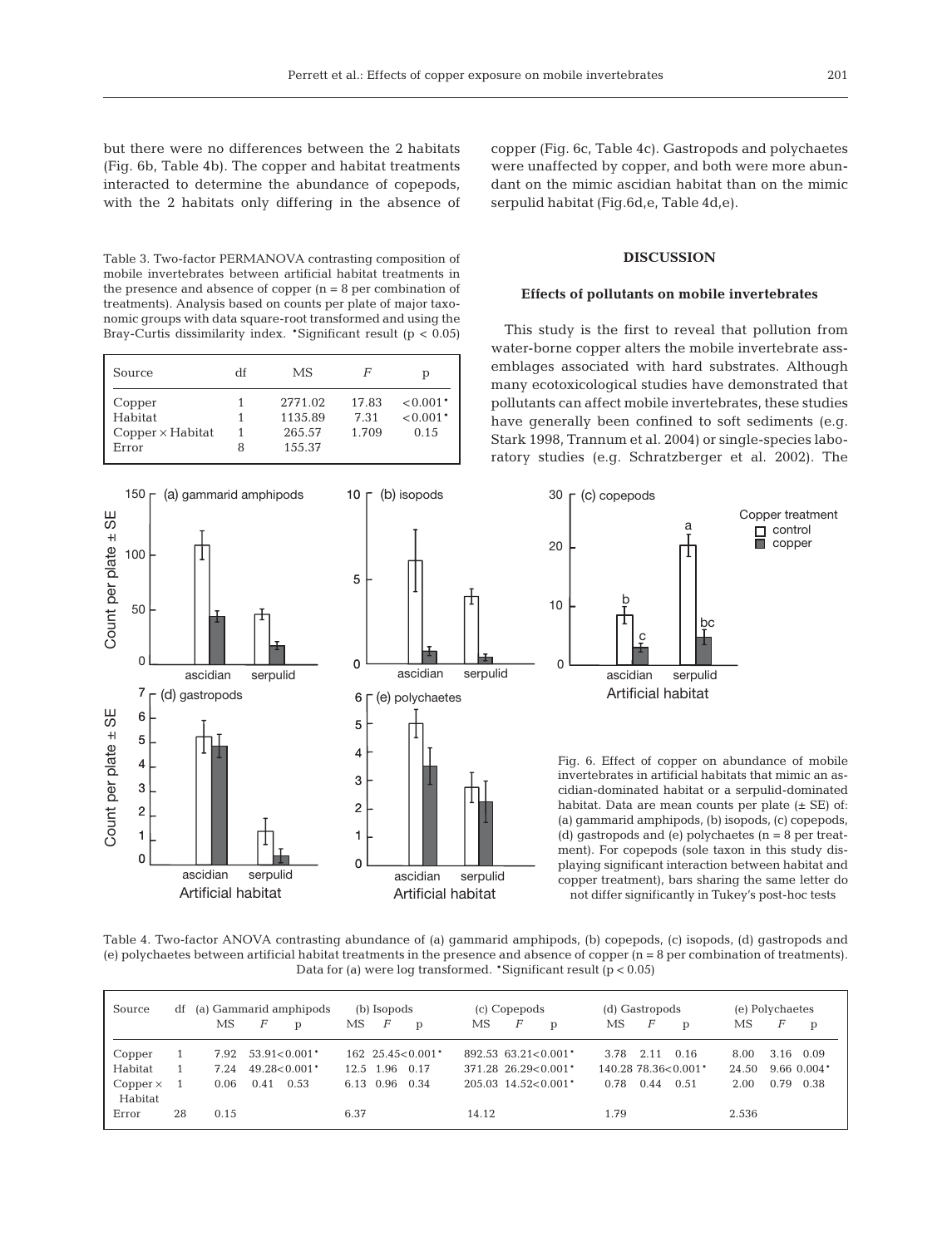but there were no differences between the 2 habitats (Fig. 6b, Table 4b). The copper and habitat treatments interacted to determine the abundance of copepods, with the 2 habitats only differing in the absence of copper (Fig. 6c, Table 4c). Gastropods and polychaetes were unaffected by copper, and both were more abundant on the mimic ascidian habitat than on the mimic serpulid habitat (Fig.6d,e, Table 4d,e).

Table 3. Two-factor PERMANOVA contrasting composition of mobile invertebrates between artificial habitat treatments in the presence and absence of copper (n = 8 per combination of treatments). Analysis based on counts per plate of major taxonomic groups with data square-root transformed and using the Bray-Curtis dissimilarity index. *Significant result ($p < 0.05$)

| Source | df | MS | *F* | p |
|---|---|---|---|---|
| Copper | 1 | 2771.02 | 17.83 | <0.001* |
| Habitat | 1 | 1135.89 | 7.31 | <0.001* |
| Copper × Habitat | 1 | 265.57 | 1.709 | 0.15 |
| Error | 8 | 155.37 | | |

## DISCUSSION

### Effects of pollutants on mobile invertebrates

This study is the first to reveal that pollution from water-borne copper alters the mobile invertebrate assemblages associated with hard substrates. Although many ecotoxicological studies have demonstrated that pollutants can affect mobile invertebrates, these studies have generally been confined to soft sediments (e.g. Stark 1998, Trannum et al. 2004) or single-species laboratory studies (e.g. Schratzberger et al. 2002). The

Fig. 6. Effect of copper on abundance of mobile invertebrates in artificial habitats that mimic an ascidian-dominated habitat or a serpulid-dominated habitat. Data are mean counts per plate (± SE) of: (a) gammarid amphipods, (b) isopods, (c) copepods, (d) gastropods and (e) polychaetes (n = 8 per treatment). For copepods (sole taxon in this study displaying significant interaction between habitat and copper treatment), bars sharing the same letter do not differ significantly in Tukey's post-hoc tests

Table 4. Two-factor ANOVA contrasting abundance of (a) gammarid amphipods, (b) copepods, (c) isopods, (d) gastropods and (e) polychaetes between artificial habitat treatments in the presence and absence of copper (n = 8 per combination of treatments). Data for (a) were log transformed. *Significant result ($p < 0.05$)

| Source | df | (a) Gammarid amphipods | | | (b) Isopods | | | (c) Copepods | | | (d) Gastropods | | | (e) Polychaetes | | |
|---|---|---|---|---|---|---|---|---|---|---|---|---|---|---|---|---|
| | | MS | *F* | p | MS | *F* | p | MS | *F* | p | MS | *F* | p | MS | *F* | p |
| Copper | 1 | 7.92 | 53.91 | <0.001* | 162 | 25.45 | <0.001* | 892.53 | 63.21 | <0.001* | 3.78 | 2.11 | 0.16 | 8.00 | 3.16 | 0.09 |
| Habitat | 1 | 7.24 | 49.28 | <0.001* | 12.5 | 1.96 | 0.17 | 371.28 | 26.29 | <0.001* | 140.28 | 78.36 | <0.001* | 24.50 | 9.66 | 0.004* |
| Copper × Habitat | 1 | 0.06 | 0.41 | 0.53 | 6.13 | 0.96 | 0.34 | 205.03 | 14.52 | <0.001* | 0.78 | 0.44 | 0.51 | 2.00 | 0.79 | 0.38 |
| Error | 28 | 0.15 | | | 6.37 | | | 14.12 | | | 1.79 | | | 2.536 | | |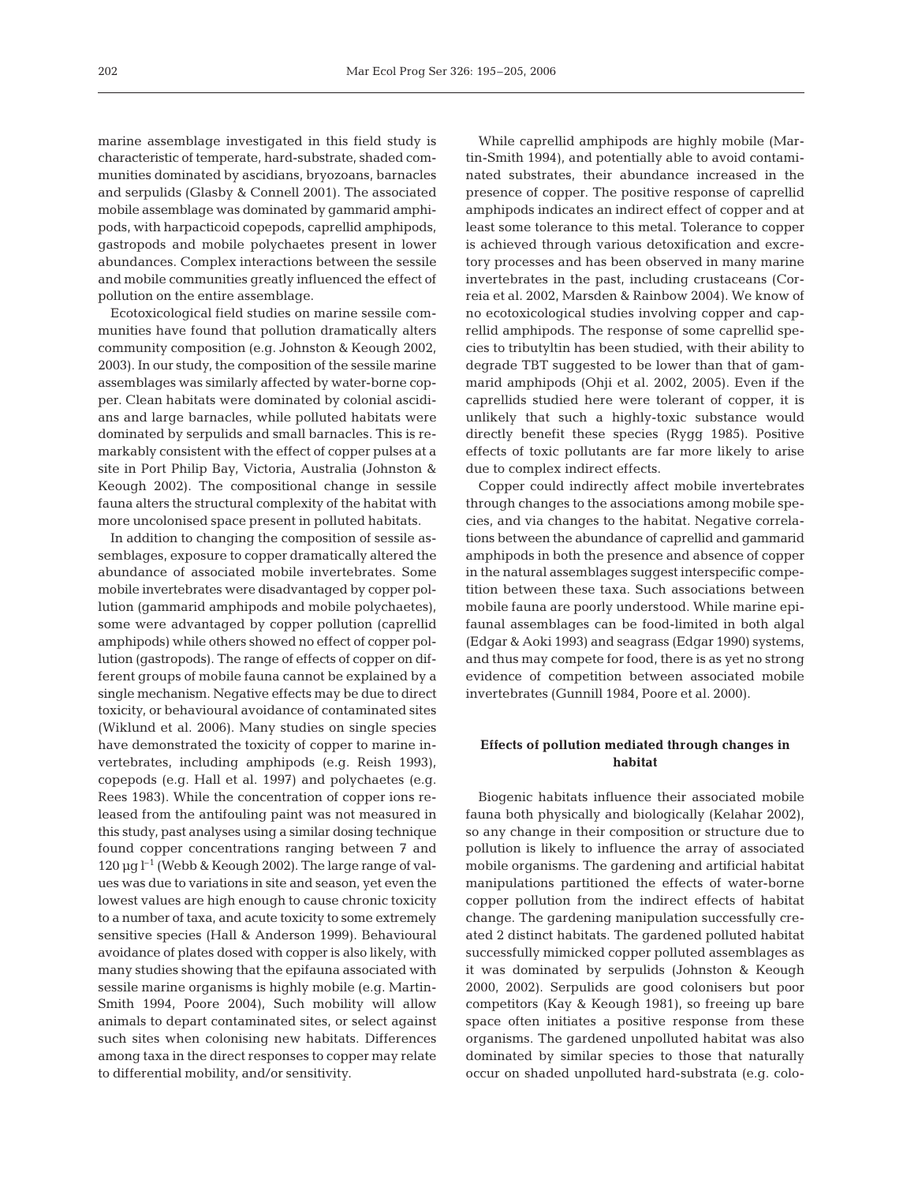marine assemblage investigated in this field study is characteristic of temperate, hard-substrate, shaded communities dominated by ascidians, bryozoans, barnacles and serpulids (Glasby & Connell 2001). The associated mobile assemblage was dominated by gammarid amphipods, with harpacticoid copepods, caprellid amphipods, gastropods and mobile polychaetes present in lower abundances. Complex interactions between the sessile and mobile communities greatly influenced the effect of pollution on the entire assemblage.

Ecotoxicological field studies on marine sessile communities have found that pollution dramatically alters community composition (e.g. Johnston & Keough 2002, 2003). In our study, the composition of the sessile marine assemblages was similarly affected by water-borne copper. Clean habitats were dominated by colonial ascidians and large barnacles, while polluted habitats were dominated by serpulids and small barnacles. This is remarkably consistent with the effect of copper pulses at a site in Port Philip Bay, Victoria, Australia (Johnston & Keough 2002). The compositional change in sessile fauna alters the structural complexity of the habitat with more uncolonised space present in polluted habitats.

In addition to changing the composition of sessile assemblages, exposure to copper dramatically altered the abundance of associated mobile invertebrates. Some mobile invertebrates were disadvantaged by copper pollution (gammarid amphipods and mobile polychaetes), some were advantaged by copper pollution (caprellid amphipods) while others showed no effect of copper pollution (gastropods). The range of effects of copper on different groups of mobile fauna cannot be explained by a single mechanism. Negative effects may be due to direct toxicity, or behavioural avoidance of contaminated sites (Wiklund et al. 2006). Many studies on single species have demonstrated the toxicity of copper to marine invertebrates, including amphipods (e.g. Reish 1993), copepods (e.g. Hall et al. 1997) and polychaetes (e.g. Rees 1983). While the concentration of copper ions released from the antifouling paint was not measured in this study, past analyses using a similar dosing technique found copper concentrations ranging between 7 and 120 µg $l^{-1}$ (Webb & Keough 2002). The large range of values was due to variations in site and season, yet even the lowest values are high enough to cause chronic toxicity to a number of taxa, and acute toxicity to some extremely sensitive species (Hall & Anderson 1999). Behavioural avoidance of plates dosed with copper is also likely, with many studies showing that the epifauna associated with sessile marine organisms is highly mobile (e.g. Martin-Smith 1994, Poore 2004), Such mobility will allow animals to depart contaminated sites, or select against such sites when colonising new habitats. Differences among taxa in the direct responses to copper may relate to differential mobility, and/or sensitivity.

While caprellid amphipods are highly mobile (Martin-Smith 1994), and potentially able to avoid contaminated substrates, their abundance increased in the presence of copper. The positive response of caprellid amphipods indicates an indirect effect of copper and at least some tolerance to this metal. Tolerance to copper is achieved through various detoxification and excretory processes and has been observed in many marine invertebrates in the past, including crustaceans (Correia et al. 2002, Marsden & Rainbow 2004). We know of no ecotoxicological studies involving copper and caprellid amphipods. The response of some caprellid species to tributyltin has been studied, with their ability to degrade TBT suggested to be lower than that of gammarid amphipods (Ohji et al. 2002, 2005). Even if the caprellids studied here were tolerant of copper, it is unlikely that such a highly-toxic substance would directly benefit these species (Rygg 1985). Positive effects of toxic pollutants are far more likely to arise due to complex indirect effects.

Copper could indirectly affect mobile invertebrates through changes to the associations among mobile species, and via changes to the habitat. Negative correlations between the abundance of caprellid and gammarid amphipods in both the presence and absence of copper in the natural assemblages suggest interspecific competition between these taxa. Such associations between mobile fauna are poorly understood. While marine epifaunal assemblages can be food-limited in both algal (Edgar & Aoki 1993) and seagrass (Edgar 1990) systems, and thus may compete for food, there is as yet no strong evidence of competition between associated mobile invertebrates (Gunnill 1984, Poore et al. 2000).

### Effects of pollution mediated through changes in habitat

Biogenic habitats influence their associated mobile fauna both physically and biologically (Kelahar 2002), so any change in their composition or structure due to pollution is likely to influence the array of associated mobile organisms. The gardening and artificial habitat manipulations partitioned the effects of water-borne copper pollution from the indirect effects of habitat change. The gardening manipulation successfully created 2 distinct habitats. The gardened polluted habitat successfully mimicked copper polluted assemblages as it was dominated by serpulids (Johnston & Keough 2000, 2002). Serpulids are good colonisers but poor competitors (Kay & Keough 1981), so freeing up bare space often initiates a positive response from these organisms. The gardened unpolluted habitat was also dominated by similar species to those that naturally occur on shaded unpolluted hard-substrata (e.g. colo-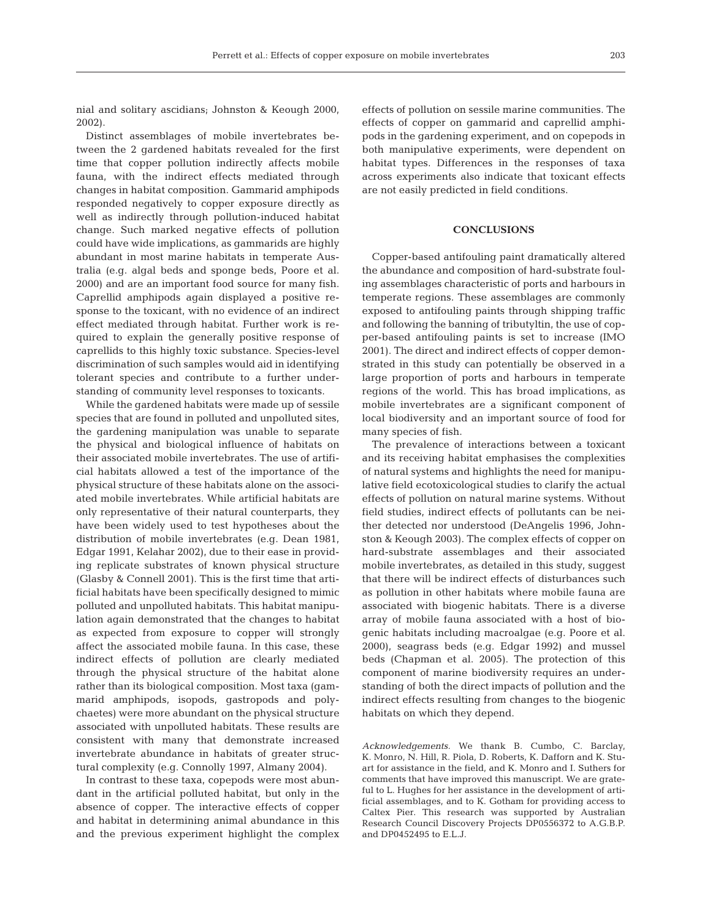nial and solitary ascidians; Johnston & Keough 2000, 2002).

Distinct assemblages of mobile invertebrates between the 2 gardened habitats revealed for the first time that copper pollution indirectly affects mobile fauna, with the indirect effects mediated through changes in habitat composition. Gammarid amphipods responded negatively to copper exposure directly as well as indirectly through pollution-induced habitat change. Such marked negative effects of pollution could have wide implications, as gammarids are highly abundant in most marine habitats in temperate Australia (e.g. algal beds and sponge beds, Poore et al. 2000) and are an important food source for many fish. Caprellid amphipods again displayed a positive response to the toxicant, with no evidence of an indirect effect mediated through habitat. Further work is required to explain the generally positive response of caprellids to this highly toxic substance. Species-level discrimination of such samples would aid in identifying tolerant species and contribute to a further understanding of community level responses to toxicants.

While the gardened habitats were made up of sessile species that are found in polluted and unpolluted sites, the gardening manipulation was unable to separate the physical and biological influence of habitats on their associated mobile invertebrates. The use of artificial habitats allowed a test of the importance of the physical structure of these habitats alone on the associated mobile invertebrates. While artificial habitats are only representative of their natural counterparts, they have been widely used to test hypotheses about the distribution of mobile invertebrates (e.g. Dean 1981, Edgar 1991, Kelahar 2002), due to their ease in providing replicate substrates of known physical structure (Glasby & Connell 2001). This is the first time that artificial habitats have been specifically designed to mimic polluted and unpolluted habitats. This habitat manipulation again demonstrated that the changes to habitat as expected from exposure to copper will strongly affect the associated mobile fauna. In this case, these indirect effects of pollution are clearly mediated through the physical structure of the habitat alone rather than its biological composition. Most taxa (gammarid amphipods, isopods, gastropods and polychaetes) were more abundant on the physical structure associated with unpolluted habitats. These results are consistent with many that demonstrate increased invertebrate abundance in habitats of greater structural complexity (e.g. Connolly 1997, Almany 2004).

In contrast to these taxa, copepods were most abundant in the artificial polluted habitat, but only in the absence of copper. The interactive effects of copper and habitat in determining animal abundance in this and the previous experiment highlight the complex effects of pollution on sessile marine communities. The effects of copper on gammarid and caprellid amphipods in the gardening experiment, and on copepods in both manipulative experiments, were dependent on habitat types. Differences in the responses of taxa across experiments also indicate that toxicant effects are not easily predicted in field conditions.

## CONCLUSIONS

Copper-based antifouling paint dramatically altered the abundance and composition of hard-substrate fouling assemblages characteristic of ports and harbours in temperate regions. These assemblages are commonly exposed to antifouling paints through shipping traffic and following the banning of tributyltin, the use of copper-based antifouling paints is set to increase (IMO 2001). The direct and indirect effects of copper demonstrated in this study can potentially be observed in a large proportion of ports and harbours in temperate regions of the world. This has broad implications, as mobile invertebrates are a significant component of local biodiversity and an important source of food for many species of fish.

The prevalence of interactions between a toxicant and its receiving habitat emphasises the complexities of natural systems and highlights the need for manipulative field ecotoxicological studies to clarify the actual effects of pollution on natural marine systems. Without field studies, indirect effects of pollutants can be neither detected nor understood (DeAngelis 1996, Johnston & Keough 2003). The complex effects of copper on hard-substrate assemblages and their associated mobile invertebrates, as detailed in this study, suggest that there will be indirect effects of disturbances such as pollution in other habitats where mobile fauna are associated with biogenic habitats. There is a diverse array of mobile fauna associated with a host of biogenic habitats including macroalgae (e.g. Poore et al. 2000), seagrass beds (e.g. Edgar 1992) and mussel beds (Chapman et al. 2005). The protection of this component of marine biodiversity requires an understanding of both the direct impacts of pollution and the indirect effects resulting from changes to the biogenic habitats on which they depend.

*Acknowledgements.* We thank B. Cumbo, C. Barclay, K. Monro, N. Hill, R. Piola, D. Roberts, K. Dafforn and K. Stuart for assistance in the field, and K. Monro and I. Suthers for comments that have improved this manuscript. We are grateful to L. Hughes for her assistance in the development of artificial assemblages, and to K. Gotham for providing access to Caltex Pier. This research was supported by Australian Research Council Discovery Projects DP0556372 to A.G.B.P. and DP0452495 to E.L.J.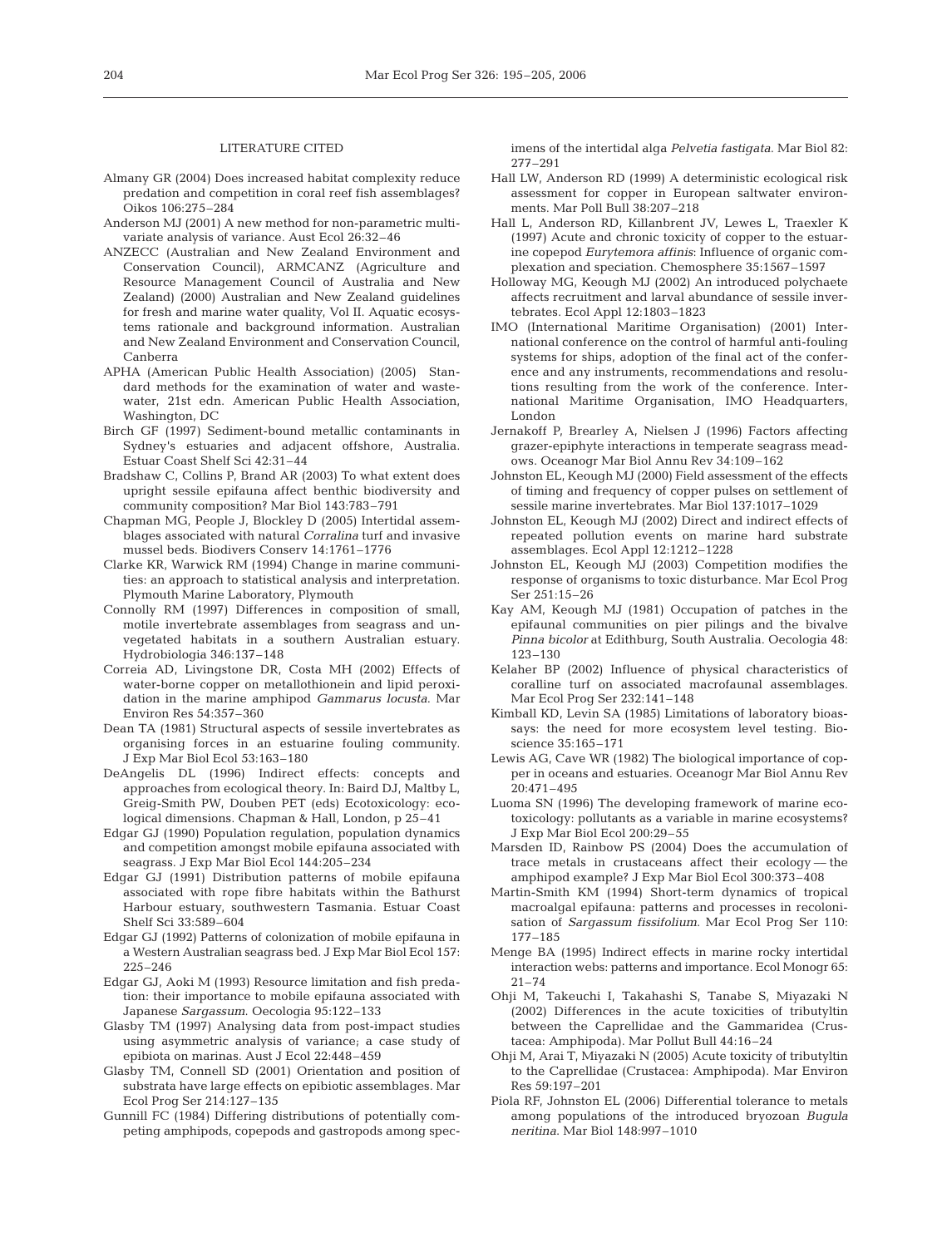## LITERATURE CITED

Almany GR (2004) Does increased habitat complexity reduce predation and competition in coral reef fish assemblages? Oikos 106:275–284

Anderson MJ (2001) A new method for non-parametric multivariate analysis of variance. Aust Ecol 26:32–46

ANZECC (Australian and New Zealand Environment and Conservation Council), ARMCANZ (Agriculture and Resource Management Council of Australia and New Zealand) (2000) Australian and New Zealand guidelines for fresh and marine water quality, Vol II. Aquatic ecosystems rationale and background information. Australian and New Zealand Environment and Conservation Council, Canberra

APHA (American Public Health Association) (2005) Standard methods for the examination of water and wastewater, 21st edn. American Public Health Association, Washington, DC

Birch GF (1997) Sediment-bound metallic contaminants in Sydney's estuaries and adjacent offshore, Australia. Estuar Coast Shelf Sci 42:31–44

Bradshaw C, Collins P, Brand AR (2003) To what extent does upright sessile epifauna affect benthic biodiversity and community composition? Mar Biol 143:783–791

Chapman MG, People J, Blockley D (2005) Intertidal assemblages associated with natural *Corralina* turf and invasive mussel beds. Biodivers Conserv 14:1761–1776

Clarke KR, Warwick RM (1994) Change in marine communities: an approach to statistical analysis and interpretation. Plymouth Marine Laboratory, Plymouth

Connolly RM (1997) Differences in composition of small, motile invertebrate assemblages from seagrass and unvegetated habitats in a southern Australian estuary. Hydrobiologia 346:137–148

Correia AD, Livingstone DR, Costa MH (2002) Effects of water-borne copper on metallothionein and lipid peroxidation in the marine amphipod *Gammarus locusta*. Mar Environ Res 54:357–360

Dean TA (1981) Structural aspects of sessile invertebrates as organising forces in an estuarine fouling community. J Exp Mar Biol Ecol 53:163–180

DeAngelis DL (1996) Indirect effects: concepts and approaches from ecological theory. In: Baird DJ, Maltby L, Greig-Smith PW, Douben PET (eds) Ecotoxicology: ecological dimensions. Chapman & Hall, London, p 25–41

Edgar GJ (1990) Population regulation, population dynamics and competition amongst mobile epifauna associated with seagrass. J Exp Mar Biol Ecol 144:205–234

Edgar GJ (1991) Distribution patterns of mobile epifauna associated with rope fibre habitats within the Bathurst Harbour estuary, southwestern Tasmania. Estuar Coast Shelf Sci 33:589–604

Edgar GJ (1992) Patterns of colonization of mobile epifauna in a Western Australian seagrass bed. J Exp Mar Biol Ecol 157: 225–246

Edgar GJ, Aoki M (1993) Resource limitation and fish predation: their importance to mobile epifauna associated with Japanese *Sargassum*. Oecologia 95:122–133

Glasby TM (1997) Analysing data from post-impact studies using asymmetric analysis of variance; a case study of epibiota on marinas. Aust J Ecol 22:448–459

Glasby TM, Connell SD (2001) Orientation and position of substrata have large effects on epibiotic assemblages. Mar Ecol Prog Ser 214:127–135

Gunnill FC (1984) Differing distributions of potentially competing amphipods, copepods and gastropods among specimens of the intertidal alga *Pelvetia fastigata*. Mar Biol 82: 277–291

Hall LW, Anderson RD (1999) A deterministic ecological risk assessment for copper in European saltwater environments. Mar Poll Bull 38:207–218

Hall L, Anderson RD, Killanbrent JV, Lewes L, Traexler K (1997) Acute and chronic toxicity of copper to the estuarine copepod *Eurytemora affinis*: Influence of organic complexation and speciation. Chemosphere 35:1567–1597

Holloway MG, Keough MJ (2002) An introduced polychaete affects recruitment and larval abundance of sessile invertebrates. Ecol Appl 12:1803–1823

IMO (International Maritime Organisation) (2001) International conference on the control of harmful anti-fouling systems for ships, adoption of the final act of the conference and any instruments, recommendations and resolutions resulting from the work of the conference. International Maritime Organisation, IMO Headquarters, London

Jernakoff P, Brearley A, Nielsen J (1996) Factors affecting grazer-epiphyte interactions in temperate seagrass meadows. Oceanogr Mar Biol Annu Rev 34:109–162

Johnston EL, Keough MJ (2000) Field assessment of the effects of timing and frequency of copper pulses on settlement of sessile marine invertebrates. Mar Biol 137:1017–1029

Johnston EL, Keough MJ (2002) Direct and indirect effects of repeated pollution events on marine hard substrate assemblages. Ecol Appl 12:1212–1228

Johnston EL, Keough MJ (2003) Competition modifies the response of organisms to toxic disturbance. Mar Ecol Prog Ser 251:15–26

Kay AM, Keough MJ (1981) Occupation of patches in the epifaunal communities on pier pilings and the bivalve *Pinna bicolor* at Edithburg, South Australia. Oecologia 48: 123–130

Kelaher BP (2002) Influence of physical characteristics of coralline turf on associated macrofaunal assemblages. Mar Ecol Prog Ser 232:141–148

Kimball KD, Levin SA (1985) Limitations of laboratory bioassays: the need for more ecosystem level testing. Bioscience 35:165–171

Lewis AG, Cave WR (1982) The biological importance of copper in oceans and estuaries. Oceanogr Mar Biol Annu Rev 20:471–495

Luoma SN (1996) The developing framework of marine ecotoxicology: pollutants as a variable in marine ecosystems? J Exp Mar Biol Ecol 200:29–55

Marsden ID, Rainbow PS (2004) Does the accumulation of trace metals in crustaceans affect their ecology — the amphipod example? J Exp Mar Biol Ecol 300:373–408

Martin-Smith KM (1994) Short-term dynamics of tropical macroalgal epifauna: patterns and processes in recolonisation of *Sargassum fissifolium*. Mar Ecol Prog Ser 110: 177–185

Menge BA (1995) Indirect effects in marine rocky intertidal interaction webs: patterns and importance. Ecol Monogr 65: 21–74

Ohji M, Takeuchi I, Takahashi S, Tanabe S, Miyazaki N (2002) Differences in the acute toxicities of tributyltin between the Caprellidae and the Gammaridea (Crustacea: Amphipoda). Mar Pollut Bull 44:16–24

Ohji M, Arai T, Miyazaki N (2005) Acute toxicity of tributyltin to the Caprellidae (Crustacea: Amphipoda). Mar Environ Res 59:197–201

Piola RF, Johnston EL (2006) Differential tolerance to metals among populations of the introduced bryozoan *Bugula neritina*. Mar Biol 148:997–1010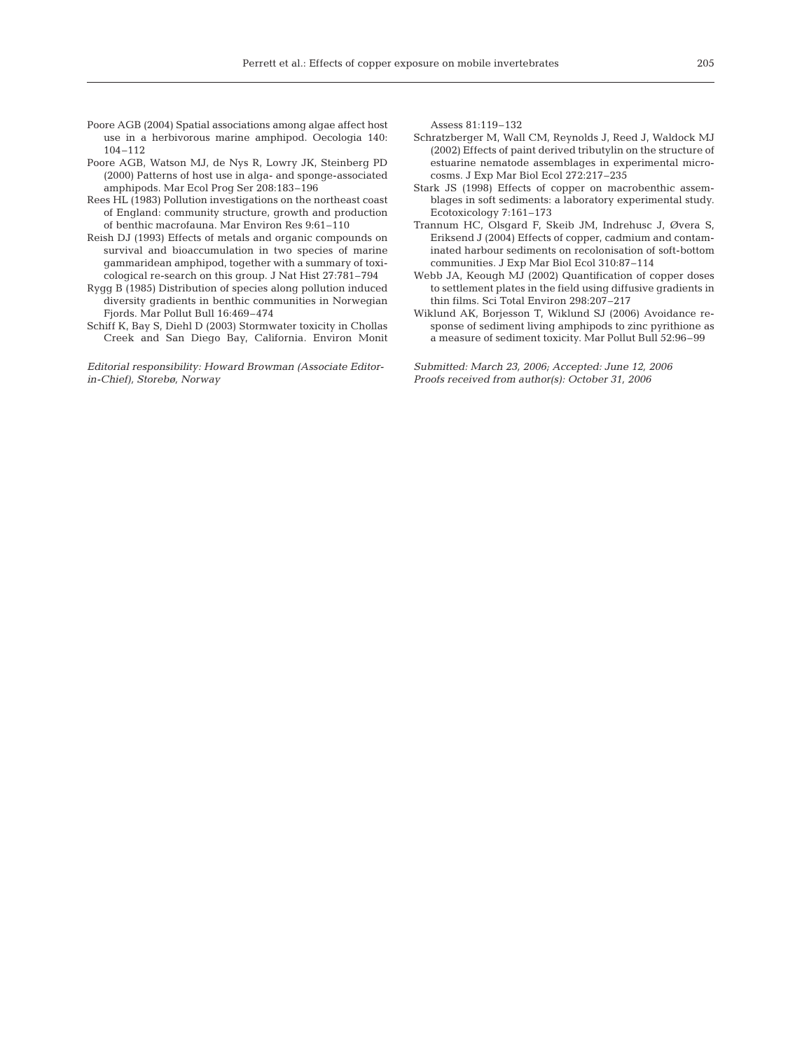Poore AGB (2004) Spatial associations among algae affect host use in a herbivorous marine amphipod. Oecologia 140: 104–112

Poore AGB, Watson MJ, de Nys R, Lowry JK, Steinberg PD (2000) Patterns of host use in alga- and sponge-associated amphipods. Mar Ecol Prog Ser 208:183–196

Rees HL (1983) Pollution investigations on the northeast coast of England: community structure, growth and production of benthic macrofauna. Mar Environ Res 9:61–110

Reish DJ (1993) Effects of metals and organic compounds on survival and bioaccumulation in two species of marine gammaridean amphipod, together with a summary of toxicological re-search on this group. J Nat Hist 27:781–794

Rygg B (1985) Distribution of species along pollution induced diversity gradients in benthic communities in Norwegian Fjords. Mar Pollut Bull 16:469–474

Schiff K, Bay S, Diehl D (2003) Stormwater toxicity in Chollas Creek and San Diego Bay, California. Environ Monit Assess 81:119–132

Schratzberger M, Wall CM, Reynolds J, Reed J, Waldock MJ (2002) Effects of paint derived tributylin on the structure of estuarine nematode assemblages in experimental microcosms. J Exp Mar Biol Ecol 272:217–235

Stark JS (1998) Effects of copper on macrobenthic assemblages in soft sediments: a laboratory experimental study. Ecotoxicology 7:161–173

Trannum HC, Olsgard F, Skeib JM, Indrehusc J, Øvera S, Eriksend J (2004) Effects of copper, cadmium and contaminated harbour sediments on recolonisation of soft-bottom communities. J Exp Mar Biol Ecol 310:87–114

Webb JA, Keough MJ (2002) Quantification of copper doses to settlement plates in the field using diffusive gradients in thin films. Sci Total Environ 298:207–217

Wiklund AK, Borjesson T, Wiklund SJ (2006) Avoidance response of sediment living amphipods to zinc pyrithione as a measure of sediment toxicity. Mar Pollut Bull 52:96–99

*Editorial responsibility: Howard Browman (Associate Editor-in-Chief), Storebø, Norway*

*Submitted: March 23, 2006; Accepted: June 12, 2006*
*Proofs received from author(s): October 31, 2006*